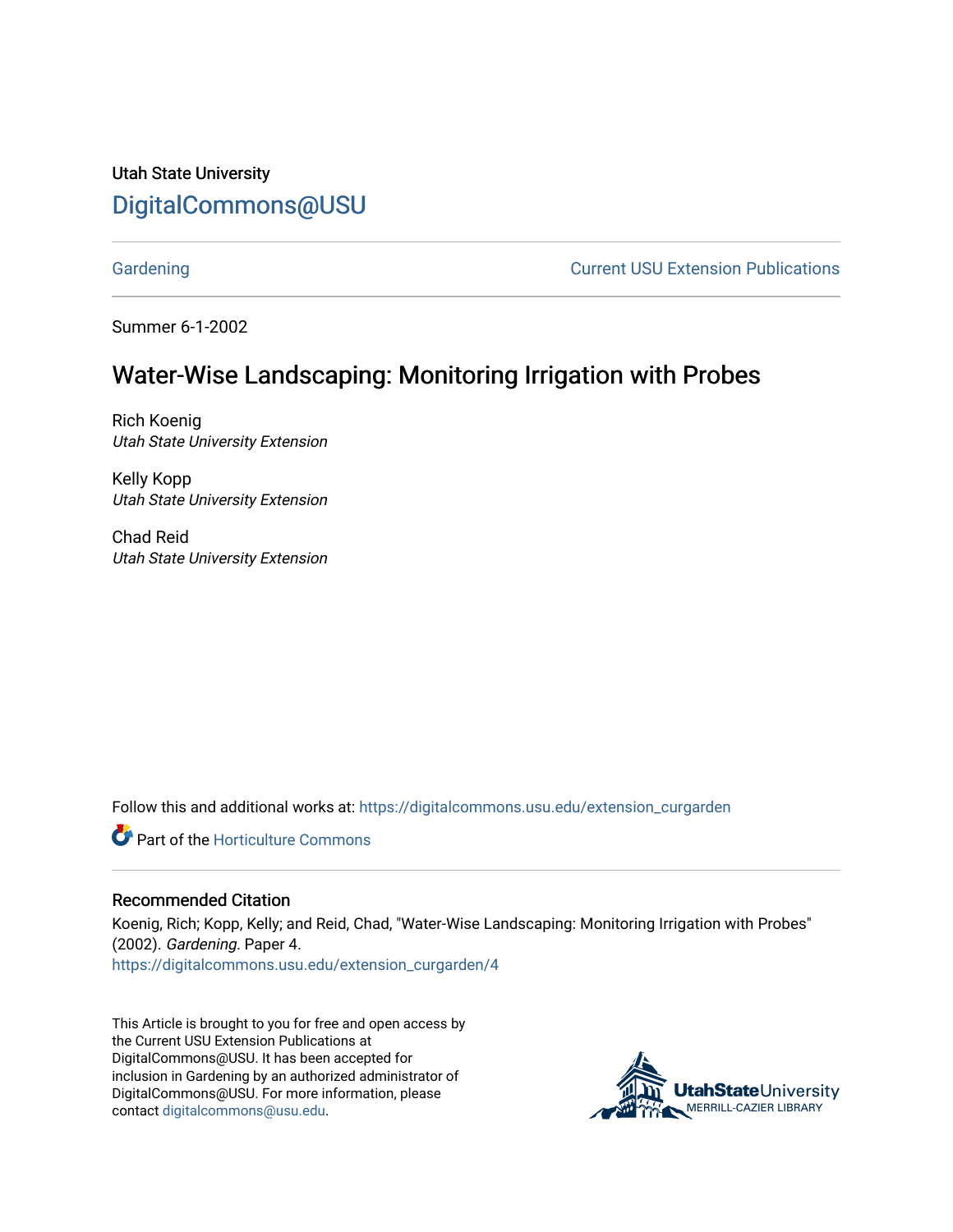Utah State University

DigitalCommons@USU

Gardening | Current USU Extension Publications

Summer 6-1-2002

# Water-Wise Landscaping: Monitoring Irrigation with Probes

Rich Koenig
*Utah State University Extension*

Kelly Kopp
*Utah State University Extension*

Chad Reid
*Utah State University Extension*

Follow this and additional works at: https://digitalcommons.usu.edu/extension_curgarden

Part of the Horticulture Commons

### Recommended Citation

Koenig, Rich; Kopp, Kelly; and Reid, Chad, "Water-Wise Landscaping: Monitoring Irrigation with Probes" (2002). *Gardening*. Paper 4.
https://digitalcommons.usu.edu/extension_curgarden/4

This Article is brought to you for free and open access by the Current USU Extension Publications at DigitalCommons@USU. It has been accepted for inclusion in Gardening by an authorized administrator of DigitalCommons@USU. For more information, please contact digitalcommons@usu.edu.

UtahStateUniversity MERRILL-CAZIER LIBRARY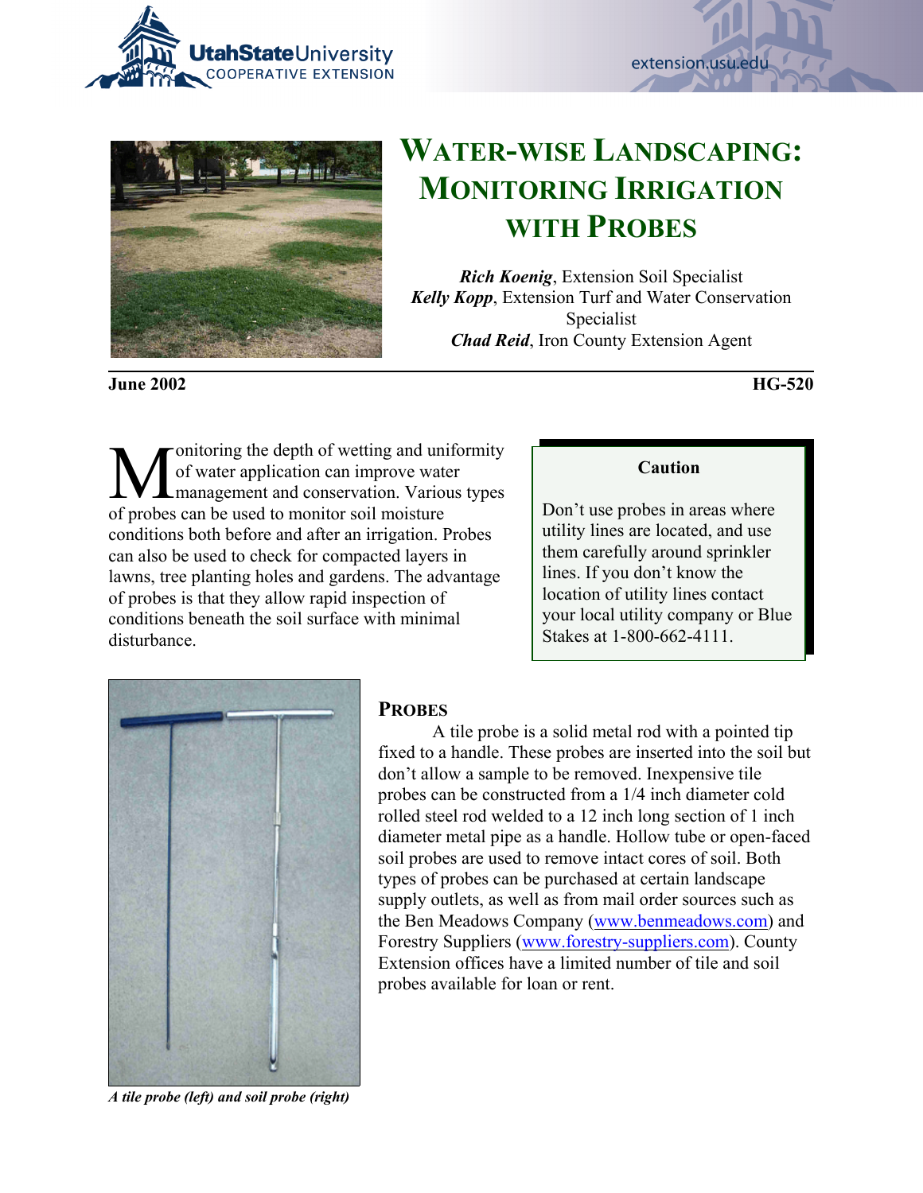# WATER-WISE LANDSCAPING: MONITORING IRRIGATION WITH PROBES

***Rich Koenig***, Extension Soil Specialist
***Kelly Kopp***, Extension Turf and Water Conservation Specialist
***Chad Reid***, Iron County Extension Agent

**June 2002** **HG-520**

Monitoring the depth of wetting and uniformity of water application can improve water management and conservation. Various types of probes can be used to monitor soil moisture conditions both before and after an irrigation. Probes can also be used to check for compacted layers in lawns, tree planting holes and gardens. The advantage of probes is that they allow rapid inspection of conditions beneath the soil surface with minimal disturbance.

> **Caution**
>
> Don't use probes in areas where utility lines are located, and use them carefully around sprinkler lines. If you don't know the location of utility lines contact your local utility company or Blue Stakes at 1-800-662-4111.

## PROBES

A tile probe is a solid metal rod with a pointed tip fixed to a handle. These probes are inserted into the soil but don't allow a sample to be removed. Inexpensive tile probes can be constructed from a 1/4 inch diameter cold rolled steel rod welded to a 12 inch long section of 1 inch diameter metal pipe as a handle. Hollow tube or open-faced soil probes are used to remove intact cores of soil. Both types of probes can be purchased at certain landscape supply outlets, as well as from mail order sources such as the Ben Meadows Company (www.benmeadows.com) and Forestry Suppliers (www.forestry-suppliers.com). County Extension offices have a limited number of tile and soil probes available for loan or rent.

*A tile probe (left) and soil probe (right)*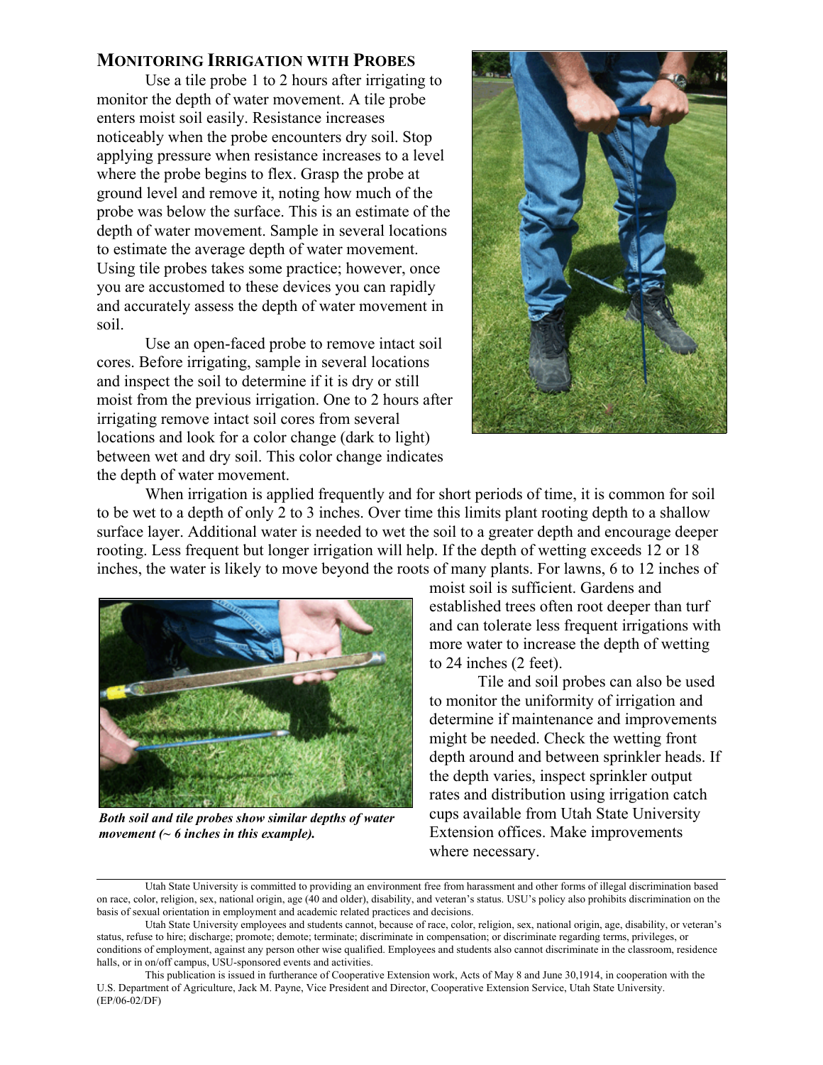## Monitoring Irrigation with Probes

Use a tile probe 1 to 2 hours after irrigating to monitor the depth of water movement. A tile probe enters moist soil easily. Resistance increases noticeably when the probe encounters dry soil. Stop applying pressure when resistance increases to a level where the probe begins to flex. Grasp the probe at ground level and remove it, noting how much of the probe was below the surface. This is an estimate of the depth of water movement. Sample in several locations to estimate the average depth of water movement. Using tile probes takes some practice; however, once you are accustomed to these devices you can rapidly and accurately assess the depth of water movement in soil.

Use an open-faced probe to remove intact soil cores. Before irrigating, sample in several locations and inspect the soil to determine if it is dry or still moist from the previous irrigation. One to 2 hours after irrigating remove intact soil cores from several locations and look for a color change (dark to light) between wet and dry soil. This color change indicates the depth of water movement.

When irrigation is applied frequently and for short periods of time, it is common for soil to be wet to a depth of only 2 to 3 inches. Over time this limits plant rooting depth to a shallow surface layer. Additional water is needed to wet the soil to a greater depth and encourage deeper rooting. Less frequent but longer irrigation will help. If the depth of wetting exceeds 12 or 18 inches, the water is likely to move beyond the roots of many plants. For lawns, 6 to 12 inches of moist soil is sufficient. Gardens and established trees often root deeper than turf and can tolerate less frequent irrigations with more water to increase the depth of wetting to 24 inches (2 feet).

***Both soil and tile probes show similar depths of water movement (~ 6 inches in this example).***

Tile and soil probes can also be used to monitor the uniformity of irrigation and determine if maintenance and improvements might be needed. Check the wetting front depth around and between sprinkler heads. If the depth varies, inspect sprinkler output rates and distribution using irrigation catch cups available from Utah State University Extension offices. Make improvements where necessary.

---

Utah State University is committed to providing an environment free from harassment and other forms of illegal discrimination based on race, color, religion, sex, national origin, age (40 and older), disability, and veteran's status. USU's policy also prohibits discrimination on the basis of sexual orientation in employment and academic related practices and decisions.

Utah State University employees and students cannot, because of race, color, religion, sex, national origin, age, disability, or veteran's status, refuse to hire; discharge; promote; demote; terminate; discriminate in compensation; or discriminate regarding terms, privileges, or conditions of employment, against any person other wise qualified. Employees and students also cannot discriminate in the classroom, residence halls, or in on/off campus, USU-sponsored events and activities.

This publication is issued in furtherance of Cooperative Extension work, Acts of May 8 and June 30,1914, in cooperation with the U.S. Department of Agriculture, Jack M. Payne, Vice President and Director, Cooperative Extension Service, Utah State University. (EP/06-02/DF)